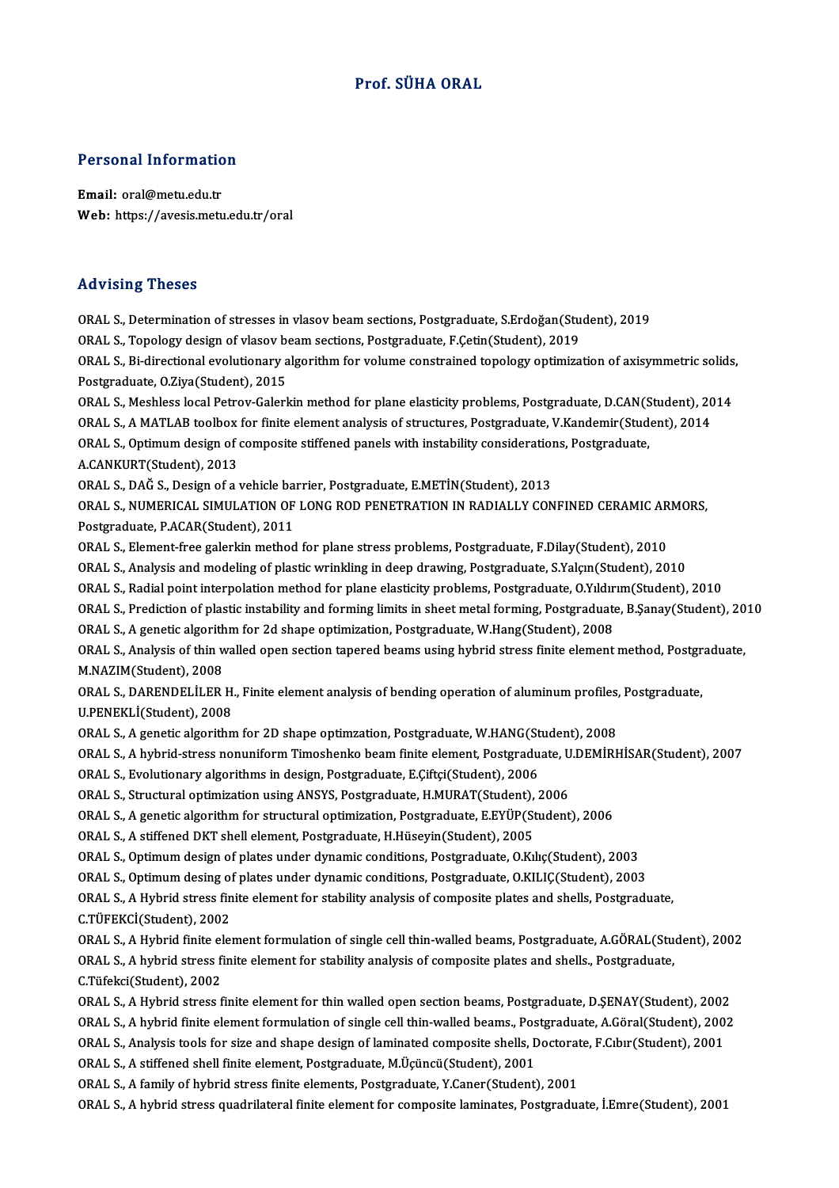# Prof. SÜHA ORAL

## Personal Information

**Email:** oral@metu.edu.tr
**Web:** https://avesis.metu.edu.tr/oral

## Advising Theses

ORAL S., Determination of stresses in vlasov beam sections, Postgraduate, S.Erdoğan(Student), 2019

ORAL S., Topology design of vlasov beam sections, Postgraduate, F.Çetin(Student), 2019

ORAL S., Bi-directional evolutionary algorithm for volume constrained topology optimization of axisymmetric solids, Postgraduate, O.Ziya(Student), 2015

ORAL S., Meshless local Petrov-Galerkin method for plane elasticity problems, Postgraduate, D.CAN(Student), 2014

ORAL S., A MATLAB toolbox for finite element analysis of structures, Postgraduate, V.Kandemir(Student), 2014

ORAL S., Optimum design of composite stiffened panels with instability considerations, Postgraduate, A.CANKURT(Student), 2013

ORAL S., DAĞ S., Design of a vehicle barrier, Postgraduate, E.METİN(Student), 2013

ORAL S., NUMERICAL SIMULATION OF LONG ROD PENETRATION IN RADIALLY CONFINED CERAMIC ARMORS, Postgraduate, P.ACAR(Student), 2011

ORAL S., Element-free galerkin method for plane stress problems, Postgraduate, F.Dilay(Student), 2010

ORAL S., Analysis and modeling of plastic wrinkling in deep drawing, Postgraduate, S.Yalçın(Student), 2010

ORAL S., Radial point interpolation method for plane elasticity problems, Postgraduate, O.Yıldırım(Student), 2010

ORAL S., Prediction of plastic instability and forming limits in sheet metal forming, Postgraduate, B.Şanay(Student), 2010

ORAL S., A genetic algorithm for 2d shape optimization, Postgraduate, W.Hang(Student), 2008

ORAL S., Analysis of thin walled open section tapered beams using hybrid stress finite element method, Postgraduate, M.NAZIM(Student), 2008

ORAL S., DARENDELİLER H., Finite element analysis of bending operation of aluminum profiles, Postgraduate, U.PENEKLİ(Student), 2008

ORAL S., A genetic algorithm for 2D shape optimzation, Postgraduate, W.HANG(Student), 2008

ORAL S., A hybrid-stress nonuniform Timoshenko beam finite element, Postgraduate, U.DEMİRHİSAR(Student), 2007

ORAL S., Evolutionary algorithms in design, Postgraduate, E.Çiftçi(Student), 2006

ORAL S., Structural optimization using ANSYS, Postgraduate, H.MURAT(Student), 2006

ORAL S., A genetic algorithm for structural optimization, Postgraduate, E.EYÜP(Student), 2006

ORAL S., A stiffened DKT shell element, Postgraduate, H.Hüseyin(Student), 2005

ORAL S., Optimum design of plates under dynamic conditions, Postgraduate, O.Kılıç(Student), 2003

ORAL S., Optimum desing of plates under dynamic conditions, Postgraduate, O.KILIÇ(Student), 2003

ORAL S., A Hybrid stress finite element for stability analysis of composite plates and shells, Postgraduate, C.TÜFEKCİ(Student), 2002

ORAL S., A Hybrid finite element formulation of single cell thin-walled beams, Postgraduate, A.GÖRAL(Student), 2002

ORAL S., A hybrid stress finite element for stability analysis of composite plates and shells., Postgraduate, C.Tüfekci(Student), 2002

ORAL S., A Hybrid stress finite element for thin walled open section beams, Postgraduate, D.ŞENAY(Student), 2002

ORAL S., A hybrid finite element formulation of single cell thin-walled beams., Postgraduate, A.Göral(Student), 2002

ORAL S., Analysis tools for size and shape design of laminated composite shells, Doctorate, F.Cıbır(Student), 2001

ORAL S., A stiffened shell finite element, Postgraduate, M.Üçüncü(Student), 2001

ORAL S., A family of hybrid stress finite elements, Postgraduate, Y.Caner(Student), 2001

ORAL S., A hybrid stress quadrilateral finite element for composite laminates, Postgraduate, İ.Emre(Student), 2001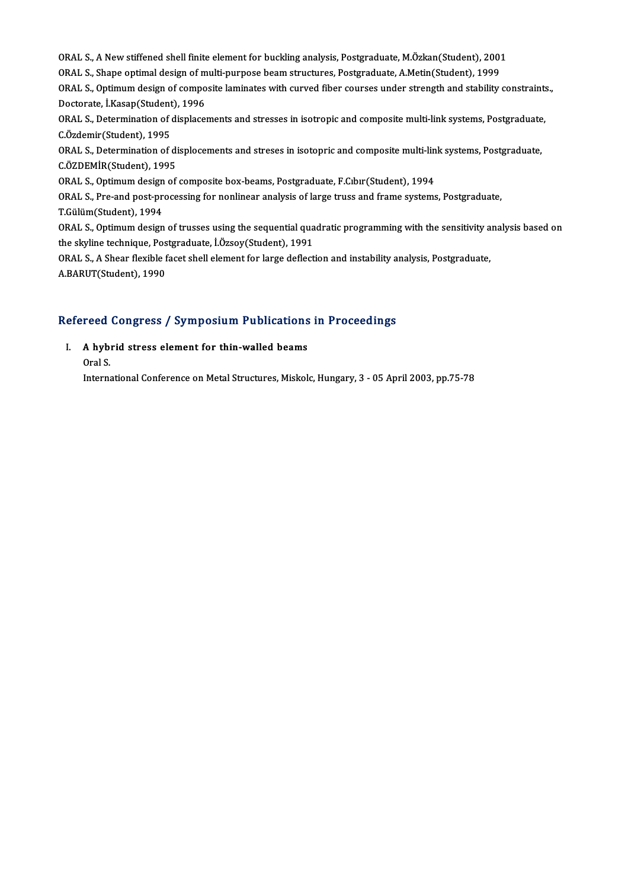ORAL S., A New stiffened shell finite element for buckling analysis, Postgraduate, M.Özkan(Student), 2001

ORAL S., Shape optimal design of multi-purpose beam structures, Postgraduate, A.Metin(Student), 1999

ORAL S., Optimum design of composite laminates with curved fiber courses under strength and stability constraints., Doctorate, İ.Kasap(Student), 1996

ORAL S., Determination of displacements and stresses in isotropic and composite multi-link systems, Postgraduate, C.Özdemir(Student), 1995

ORAL S., Determination of displocements and streses in isotopric and composite multi-link systems, Postgraduate, C.ÖZDEMİR(Student), 1995

ORAL S., Optimum design of composite box-beams, Postgraduate, F.Cıbır(Student), 1994

ORAL S., Pre-and post-processing for nonlinear analysis of large truss and frame systems, Postgraduate, T.Gülüm(Student), 1994

ORAL S., Optimum design of trusses using the sequential quadratic programming with the sensitivity analysis based on the skyline technique, Postgraduate, İ.Özsoy(Student), 1991

ORAL S., A Shear flexible facet shell element for large deflection and instability analysis, Postgraduate, A.BARUT(Student), 1990

## Refereed Congress / Symposium Publications in Proceedings

I. **A hybrid stress element for thin-walled beams**
   Oral S.
   International Conference on Metal Structures, Miskolc, Hungary, 3 - 05 April 2003, pp.75-78